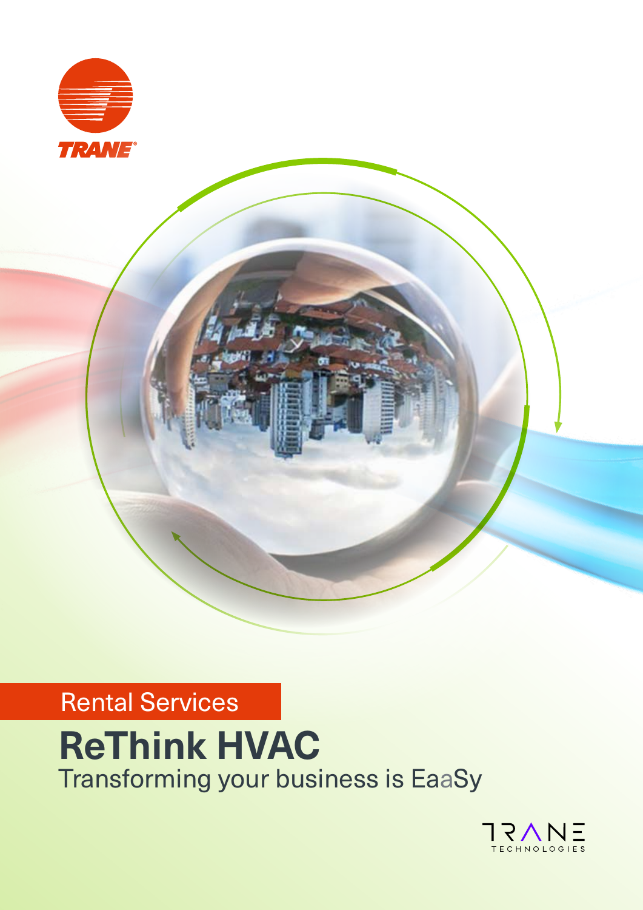TRANE

Rental Services

# ReThink HVAC

Transforming your business is EaaSy

TRANE TECHNOLOGIES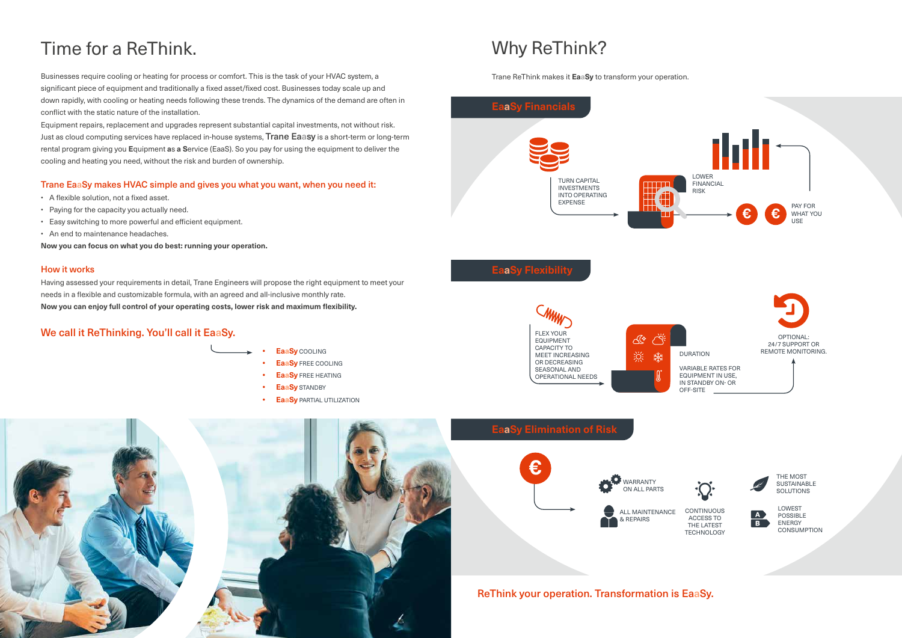# Time for a ReThink.

Businesses require cooling or heating for process or comfort. This is the task of your HVAC system, a significant piece of equipment and traditionally a fixed asset/fixed cost. Businesses today scale up and down rapidly, with cooling or heating needs following these trends. The dynamics of the demand are often in conflict with the static nature of the installation.

Equipment repairs, replacement and upgrades represent substantial capital investments, not without risk. Just as cloud computing services have replaced in-house systems, **Trane Eaasy** is a short-term or long-term rental program giving you **E**quipment **as a S**ervice (EaaS). So you pay for using the equipment to deliver the cooling and heating you need, without the risk and burden of ownership.

### Trane EaaSy makes HVAC simple and gives you what you want, when you need it:

- A flexible solution, not a fixed asset.
- Paying for the capacity you actually need.
- Easy switching to more powerful and efficient equipment.
- An end to maintenance headaches.

**Now you can focus on what you do best: running your operation.**

### How it works

Having assessed your requirements in detail, Trane Engineers will propose the right equipment to meet your needs in a flexible and customizable formula, with an agreed and all-inclusive monthly rate.

**Now you can enjoy full control of your operating costs, lower risk and maximum flexibility.**

### We call it ReThinking. You'll call it EaaSy.

- **EaaSy** COOLING
- **EaaSy** FREE COOLING
- **EaaSy** FREE HEATING
- **EaaSy** STANDBY
- **EaaSy** PARTIAL UTILIZATION

# Why ReThink?

Trane ReThink makes it **EaaSy** to transform your operation.

## EaaSy Financials

TURN CAPITAL INVESTMENTS INTO OPERATING EXPENSE

LOWER FINANCIAL RISK

PAY FOR WHAT YOU USE

## EaaSy Flexibility

FLEX YOUR EQUIPMENT CAPACITY TO MEET INCREASING OR DECREASING SEASONAL AND OPERATIONAL NEEDS

DURATION

VARIABLE RATES FOR EQUIPMENT IN USE, IN STANDBY ON- OR OFF-SITE

OPTIONAL: 24/7 SUPPORT OR REMOTE MONITORING.

## EaaSy Elimination of Risk

WARRANTY ON ALL PARTS

ALL MAINTENANCE & REPAIRS

CONTINUOUS ACCESS TO THE LATEST TECHNOLOGY

THE MOST SUSTAINABLE SOLUTIONS

LOWEST POSSIBLE ENERGY CONSUMPTION

### ReThink your operation. Transformation is EaaSy.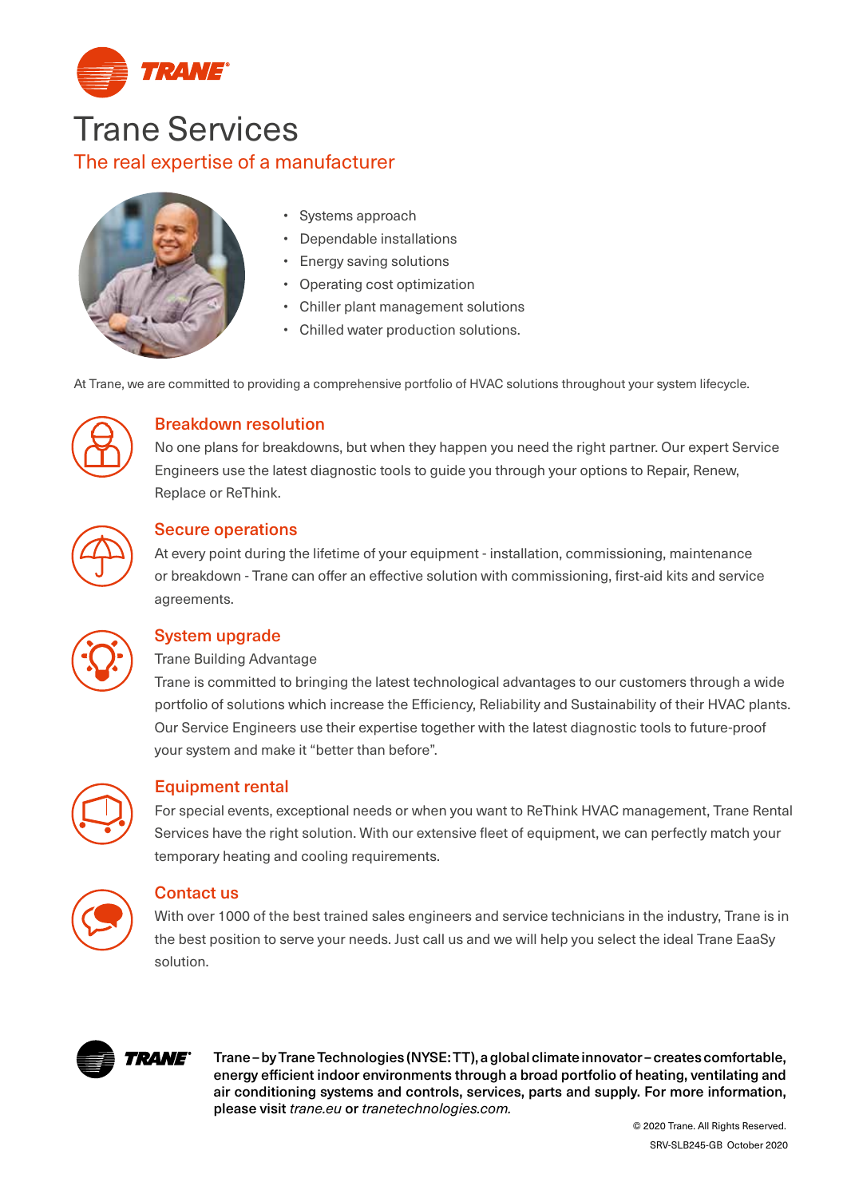# Trane Services

## The real expertise of a manufacturer

- Systems approach
- Dependable installations
- Energy saving solutions
- Operating cost optimization
- Chiller plant management solutions
- Chilled water production solutions.

At Trane, we are committed to providing a comprehensive portfolio of HVAC solutions throughout your system lifecycle.

### Breakdown resolution

No one plans for breakdowns, but when they happen you need the right partner. Our expert Service Engineers use the latest diagnostic tools to guide you through your options to Repair, Renew, Replace or ReThink.

### Secure operations

At every point during the lifetime of your equipment - installation, commissioning, maintenance or breakdown - Trane can offer an effective solution with commissioning, first-aid kits and service agreements.

### System upgrade

Trane Building Advantage

Trane is committed to bringing the latest technological advantages to our customers through a wide portfolio of solutions which increase the Efficiency, Reliability and Sustainability of their HVAC plants. Our Service Engineers use their expertise together with the latest diagnostic tools to future-proof your system and make it “better than before”.

### Equipment rental

For special events, exceptional needs or when you want to ReThink HVAC management, Trane Rental Services have the right solution. With our extensive fleet of equipment, we can perfectly match your temporary heating and cooling requirements.

### Contact us

With over 1000 of the best trained sales engineers and service technicians in the industry, Trane is in the best position to serve your needs. Just call us and we will help you select the ideal Trane EaaSy solution.

**Trane – by Trane Technologies (NYSE: TT), a global climate innovator – creates comfortable, energy efficient indoor environments through a broad portfolio of heating, ventilating and air conditioning systems and controls, services, parts and supply. For more information, please visit** ***trane.eu*** **or** ***tranetechnologies.com.***

© 2020 Trane. All Rights Reserved.

SRV-SLB245-GB October 2020